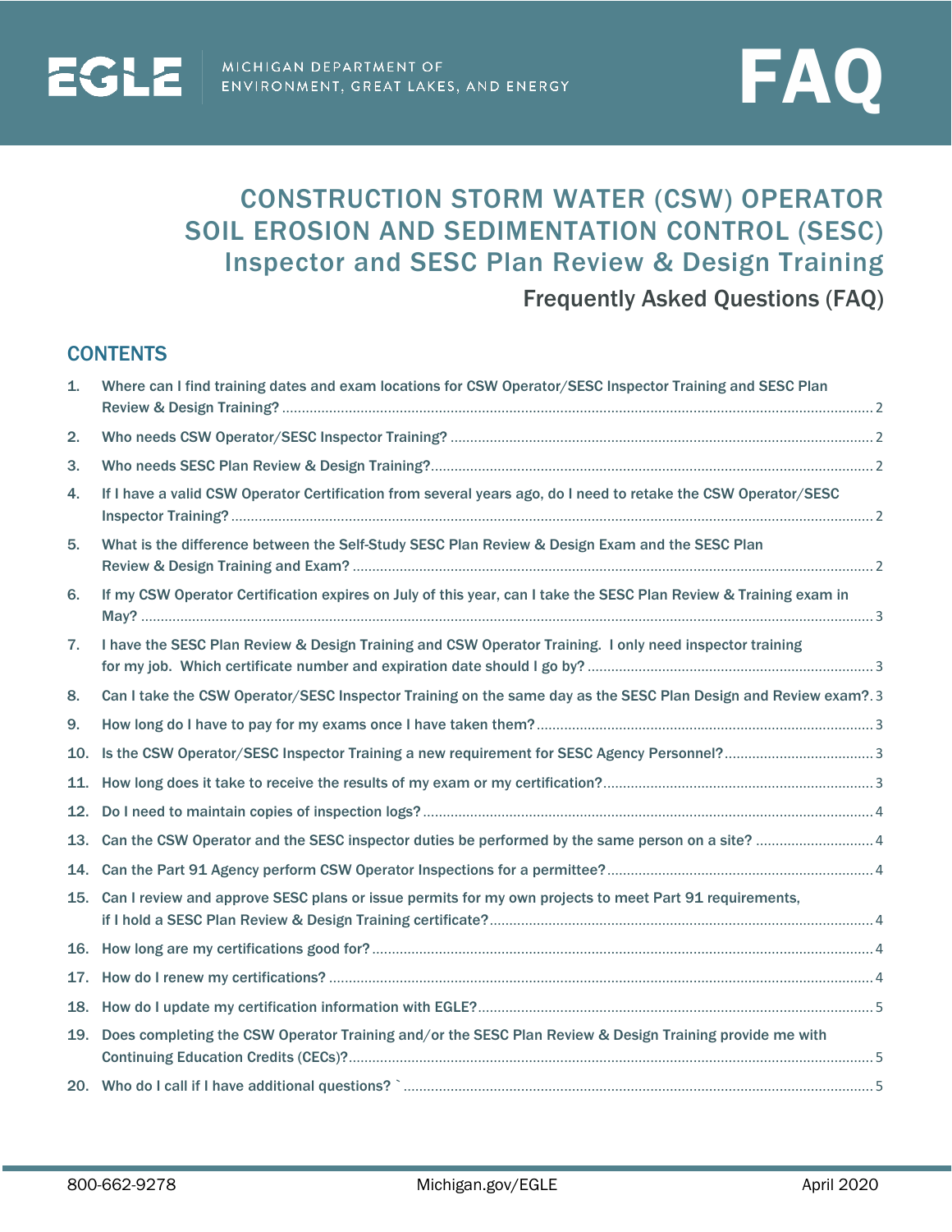EGLE MICHIGAN DEPARTMENT OF ENVIRONMENT, GREAT LAKES, AND ENERGY

FAQ

# CONSTRUCTION STORM WATER (CSW) OPERATOR SOIL EROSION AND SEDIMENTATION CONTROL (SESC) Inspector and SESC Plan Review & Design Training

## Frequently Asked Questions (FAQ)

## CONTENTS

1. Where can I find training dates and exam locations for CSW Operator/SESC Inspector Training and SESC Plan Review & Design Training? .......... 2
2. Who needs CSW Operator/SESC Inspector Training? .......... 2
3. Who needs SESC Plan Review & Design Training? .......... 2
4. If I have a valid CSW Operator Certification from several years ago, do I need to retake the CSW Operator/SESC Inspector Training? .......... 2
5. What is the difference between the Self-Study SESC Plan Review & Design Exam and the SESC Plan Review & Design Training and Exam? .......... 2
6. If my CSW Operator Certification expires on July of this year, can I take the SESC Plan Review & Training exam in May? .......... 3
7. I have the SESC Plan Review & Design Training and CSW Operator Training. I only need inspector training for my job. Which certificate number and expiration date should I go by? .......... 3
8. Can I take the CSW Operator/SESC Inspector Training on the same day as the SESC Plan Design and Review exam? .......... 3
9. How long do I have to pay for my exams once I have taken them? .......... 3
10. Is the CSW Operator/SESC Inspector Training a new requirement for SESC Agency Personnel? .......... 3
11. How long does it take to receive the results of my exam or my certification? .......... 3
12. Do I need to maintain copies of inspection logs? .......... 4
13. Can the CSW Operator and the SESC inspector duties be performed by the same person on a site? .......... 4
14. Can the Part 91 Agency perform CSW Operator Inspections for a permittee? .......... 4
15. Can I review and approve SESC plans or issue permits for my own projects to meet Part 91 requirements, if I hold a SESC Plan Review & Design Training certificate? .......... 4
16. How long are my certifications good for? .......... 4
17. How do I renew my certifications? .......... 4
18. How do I update my certification information with EGLE? .......... 5
19. Does completing the CSW Operator Training and/or the SESC Plan Review & Design Training provide me with Continuing Education Credits (CECs)? .......... 5
20. Who do I call if I have additional questions? ` .......... 5

800-662-9278 Michigan.gov/EGLE April 2020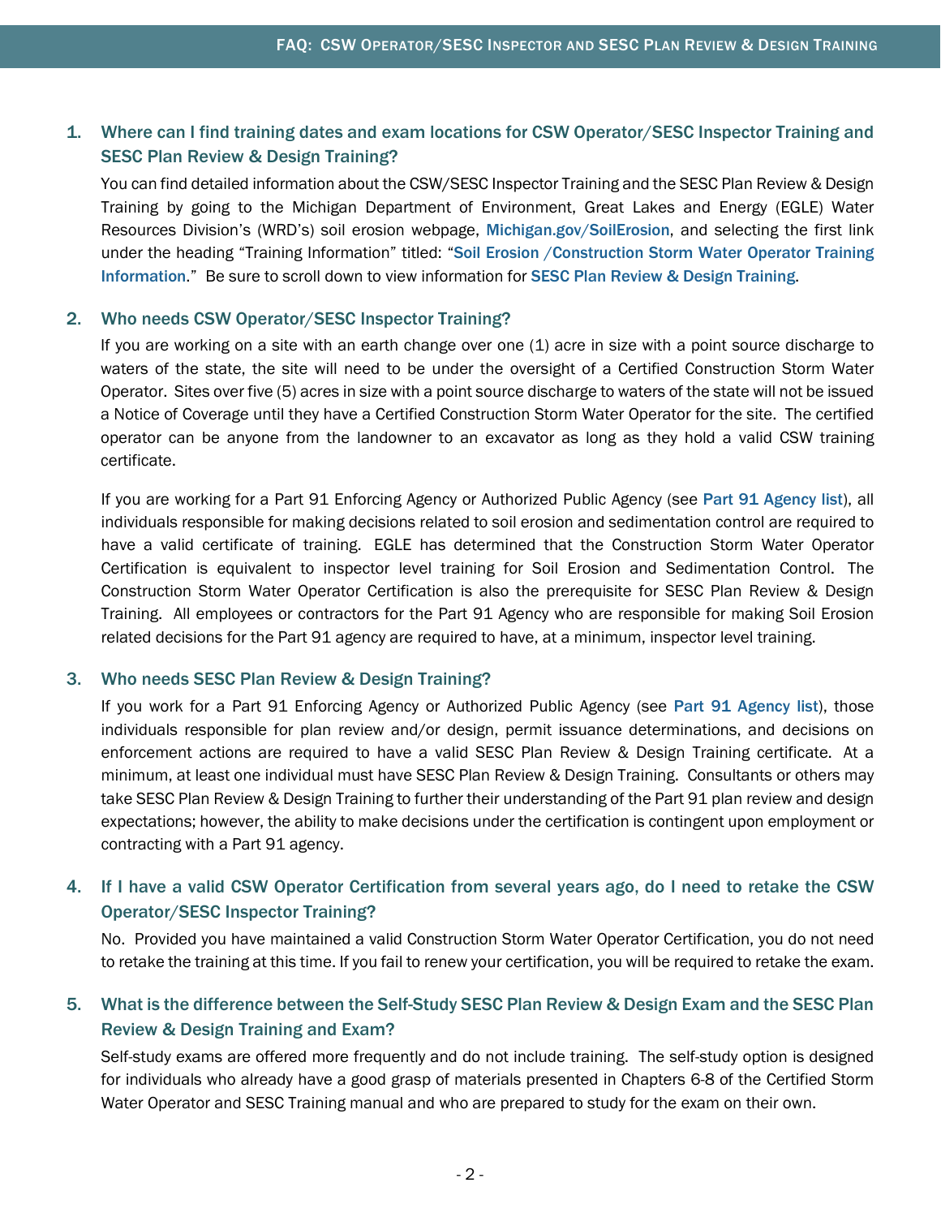1. **Where can I find training dates and exam locations for CSW Operator/SESC Inspector Training and SESC Plan Review & Design Training?**

   You can find detailed information about the CSW/SESC Inspector Training and the SESC Plan Review & Design Training by going to the Michigan Department of Environment, Great Lakes and Energy (EGLE) Water Resources Division's (WRD's) soil erosion webpage, Michigan.gov/SoilErosion, and selecting the first link under the heading "Training Information" titled: "Soil Erosion /Construction Storm Water Operator Training Information." Be sure to scroll down to view information for SESC Plan Review & Design Training.

2. **Who needs CSW Operator/SESC Inspector Training?**

   If you are working on a site with an earth change over one (1) acre in size with a point source discharge to waters of the state, the site will need to be under the oversight of a Certified Construction Storm Water Operator. Sites over five (5) acres in size with a point source discharge to waters of the state will not be issued a Notice of Coverage until they have a Certified Construction Storm Water Operator for the site. The certified operator can be anyone from the landowner to an excavator as long as they hold a valid CSW training certificate.

   If you are working for a Part 91 Enforcing Agency or Authorized Public Agency (see Part 91 Agency list), all individuals responsible for making decisions related to soil erosion and sedimentation control are required to have a valid certificate of training. EGLE has determined that the Construction Storm Water Operator Certification is equivalent to inspector level training for Soil Erosion and Sedimentation Control. The Construction Storm Water Operator Certification is also the prerequisite for SESC Plan Review & Design Training. All employees or contractors for the Part 91 Agency who are responsible for making Soil Erosion related decisions for the Part 91 agency are required to have, at a minimum, inspector level training.

3. **Who needs SESC Plan Review & Design Training?**

   If you work for a Part 91 Enforcing Agency or Authorized Public Agency (see Part 91 Agency list), those individuals responsible for plan review and/or design, permit issuance determinations, and decisions on enforcement actions are required to have a valid SESC Plan Review & Design Training certificate. At a minimum, at least one individual must have SESC Plan Review & Design Training. Consultants or others may take SESC Plan Review & Design Training to further their understanding of the Part 91 plan review and design expectations; however, the ability to make decisions under the certification is contingent upon employment or contracting with a Part 91 agency.

4. **If I have a valid CSW Operator Certification from several years ago, do I need to retake the CSW Operator/SESC Inspector Training?**

   No. Provided you have maintained a valid Construction Storm Water Operator Certification, you do not need to retake the training at this time. If you fail to renew your certification, you will be required to retake the exam.

5. **What is the difference between the Self-Study SESC Plan Review & Design Exam and the SESC Plan Review & Design Training and Exam?**

   Self-study exams are offered more frequently and do not include training. The self-study option is designed for individuals who already have a good grasp of materials presented in Chapters 6-8 of the Certified Storm Water Operator and SESC Training manual and who are prepared to study for the exam on their own.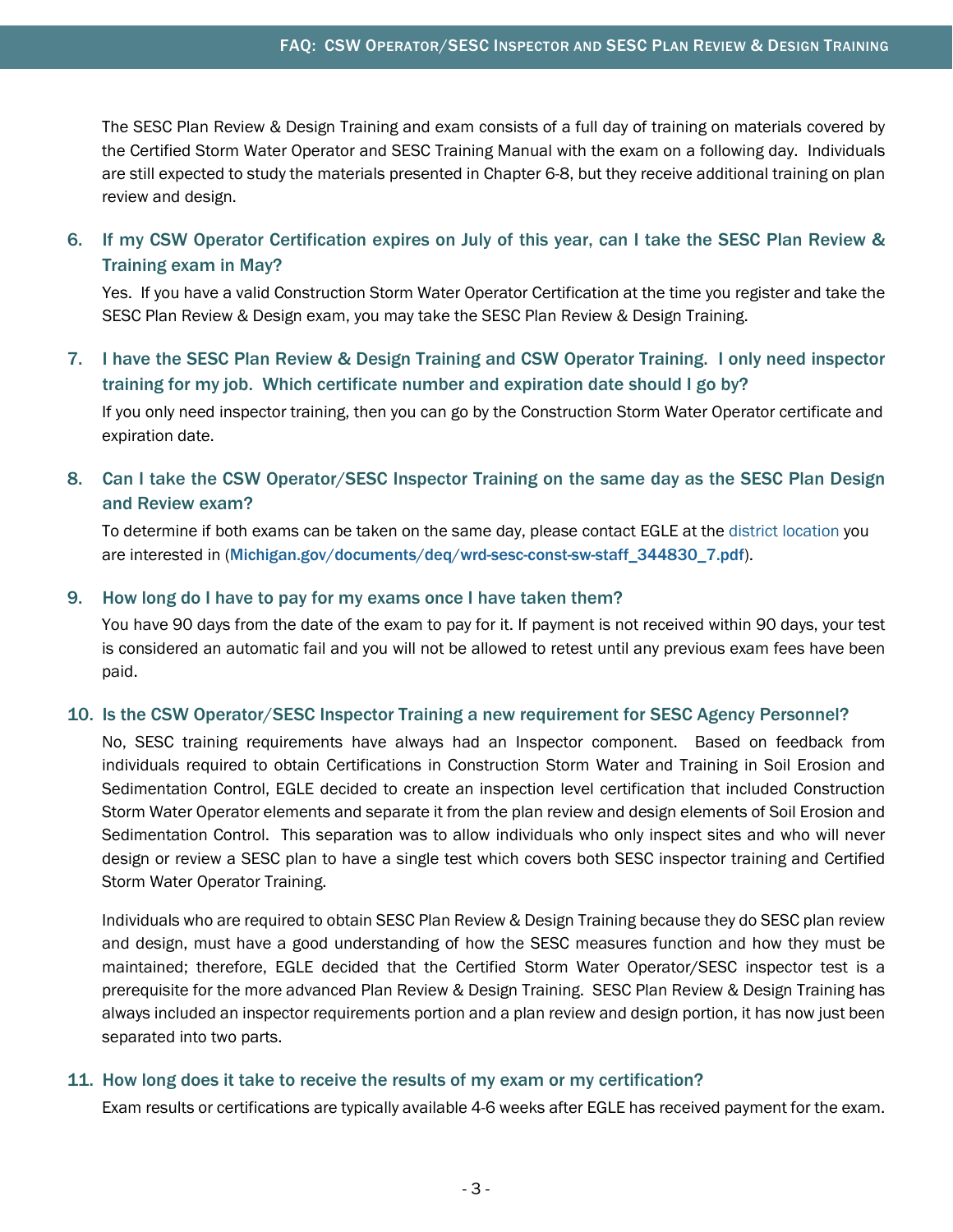The SESC Plan Review & Design Training and exam consists of a full day of training on materials covered by the Certified Storm Water Operator and SESC Training Manual with the exam on a following day. Individuals are still expected to study the materials presented in Chapter 6-8, but they receive additional training on plan review and design.

### 6. If my CSW Operator Certification expires on July of this year, can I take the SESC Plan Review & Training exam in May?

Yes. If you have a valid Construction Storm Water Operator Certification at the time you register and take the SESC Plan Review & Design exam, you may take the SESC Plan Review & Design Training.

### 7. I have the SESC Plan Review & Design Training and CSW Operator Training. I only need inspector training for my job. Which certificate number and expiration date should I go by?

If you only need inspector training, then you can go by the Construction Storm Water Operator certificate and expiration date.

### 8. Can I take the CSW Operator/SESC Inspector Training on the same day as the SESC Plan Design and Review exam?

To determine if both exams can be taken on the same day, please contact EGLE at the district location you are interested in (**Michigan.gov/documents/deq/wrd-sesc-const-sw-staff_344830_7.pdf**).

### 9. How long do I have to pay for my exams once I have taken them?

You have 90 days from the date of the exam to pay for it. If payment is not received within 90 days, your test is considered an automatic fail and you will not be allowed to retest until any previous exam fees have been paid.

### 10. Is the CSW Operator/SESC Inspector Training a new requirement for SESC Agency Personnel?

No, SESC training requirements have always had an Inspector component. Based on feedback from individuals required to obtain Certifications in Construction Storm Water and Training in Soil Erosion and Sedimentation Control, EGLE decided to create an inspection level certification that included Construction Storm Water Operator elements and separate it from the plan review and design elements of Soil Erosion and Sedimentation Control. This separation was to allow individuals who only inspect sites and who will never design or review a SESC plan to have a single test which covers both SESC inspector training and Certified Storm Water Operator Training.

Individuals who are required to obtain SESC Plan Review & Design Training because they do SESC plan review and design, must have a good understanding of how the SESC measures function and how they must be maintained; therefore, EGLE decided that the Certified Storm Water Operator/SESC inspector test is a prerequisite for the more advanced Plan Review & Design Training. SESC Plan Review & Design Training has always included an inspector requirements portion and a plan review and design portion, it has now just been separated into two parts.

### 11. How long does it take to receive the results of my exam or my certification?

Exam results or certifications are typically available 4-6 weeks after EGLE has received payment for the exam.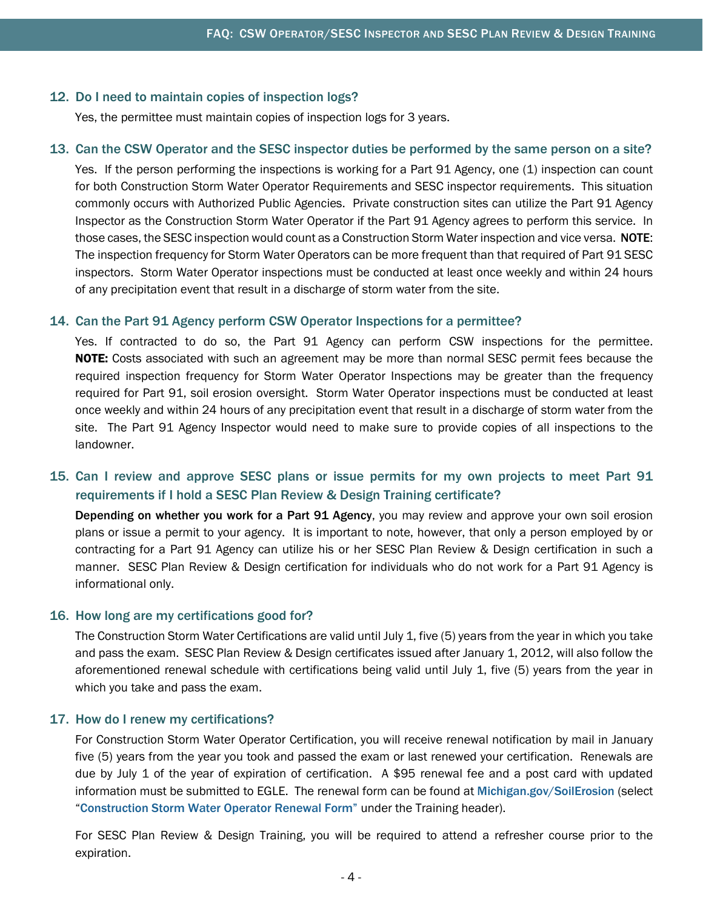### 12. Do I need to maintain copies of inspection logs?

Yes, the permittee must maintain copies of inspection logs for 3 years.

### 13. Can the CSW Operator and the SESC inspector duties be performed by the same person on a site?

Yes. If the person performing the inspections is working for a Part 91 Agency, one (1) inspection can count for both Construction Storm Water Operator Requirements and SESC inspector requirements. This situation commonly occurs with Authorized Public Agencies. Private construction sites can utilize the Part 91 Agency Inspector as the Construction Storm Water Operator if the Part 91 Agency agrees to perform this service. In those cases, the SESC inspection would count as a Construction Storm Water inspection and vice versa. **NOTE**: The inspection frequency for Storm Water Operators can be more frequent than that required of Part 91 SESC inspectors. Storm Water Operator inspections must be conducted at least once weekly and within 24 hours of any precipitation event that result in a discharge of storm water from the site.

### 14. Can the Part 91 Agency perform CSW Operator Inspections for a permittee?

Yes. If contracted to do so, the Part 91 Agency can perform CSW inspections for the permittee. **NOTE:** Costs associated with such an agreement may be more than normal SESC permit fees because the required inspection frequency for Storm Water Operator Inspections may be greater than the frequency required for Part 91, soil erosion oversight. Storm Water Operator inspections must be conducted at least once weekly and within 24 hours of any precipitation event that result in a discharge of storm water from the site. The Part 91 Agency Inspector would need to make sure to provide copies of all inspections to the landowner.

### 15. Can I review and approve SESC plans or issue permits for my own projects to meet Part 91 requirements if I hold a SESC Plan Review & Design Training certificate?

**Depending on whether you work for a Part 91 Agency**, you may review and approve your own soil erosion plans or issue a permit to your agency. It is important to note, however, that only a person employed by or contracting for a Part 91 Agency can utilize his or her SESC Plan Review & Design certification in such a manner. SESC Plan Review & Design certification for individuals who do not work for a Part 91 Agency is informational only.

### 16. How long are my certifications good for?

The Construction Storm Water Certifications are valid until July 1, five (5) years from the year in which you take and pass the exam. SESC Plan Review & Design certificates issued after January 1, 2012, will also follow the aforementioned renewal schedule with certifications being valid until July 1, five (5) years from the year in which you take and pass the exam.

### 17. How do I renew my certifications?

For Construction Storm Water Operator Certification, you will receive renewal notification by mail in January five (5) years from the year you took and passed the exam or last renewed your certification. Renewals are due by July 1 of the year of expiration of certification. A $95 renewal fee and a post card with updated information must be submitted to EGLE. The renewal form can be found at Michigan.gov/SoilErosion (select "Construction Storm Water Operator Renewal Form" under the Training header).

For SESC Plan Review & Design Training, you will be required to attend a refresher course prior to the expiration.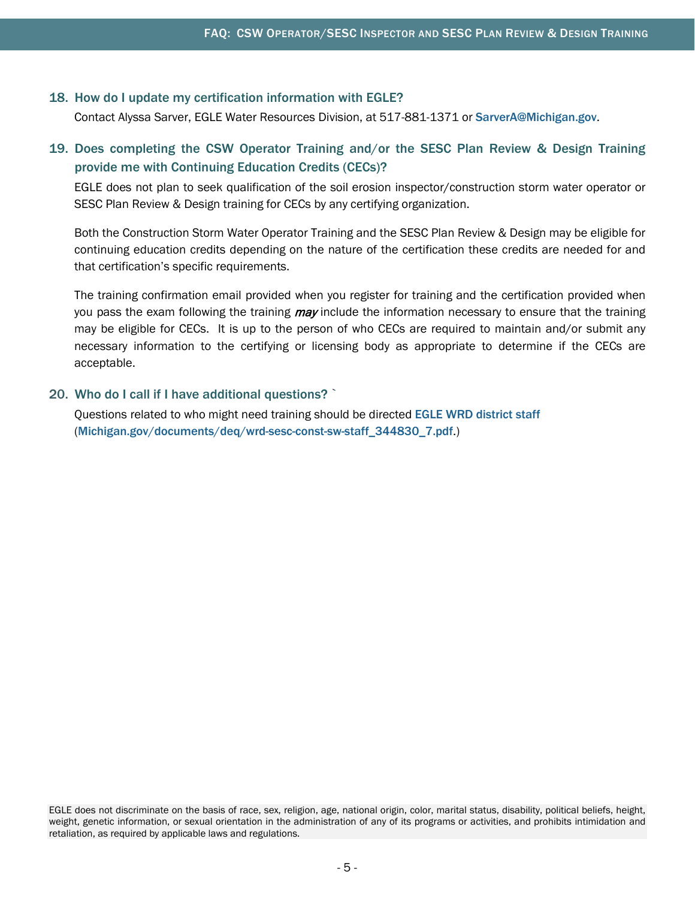## 18. How do I update my certification information with EGLE?

Contact Alyssa Sarver, EGLE Water Resources Division, at 517-881-1371 or SarverA@Michigan.gov.

## 19. Does completing the CSW Operator Training and/or the SESC Plan Review & Design Training provide me with Continuing Education Credits (CECs)?

EGLE does not plan to seek qualification of the soil erosion inspector/construction storm water operator or SESC Plan Review & Design training for CECs by any certifying organization.

Both the Construction Storm Water Operator Training and the SESC Plan Review & Design may be eligible for continuing education credits depending on the nature of the certification these credits are needed for and that certification's specific requirements.

The training confirmation email provided when you register for training and the certification provided when you pass the exam following the training ***may*** include the information necessary to ensure that the training may be eligible for CECs. It is up to the person of who CECs are required to maintain and/or submit any necessary information to the certifying or licensing body as appropriate to determine if the CECs are acceptable.

## 20. Who do I call if I have additional questions? `

Questions related to who might need training should be directed EGLE WRD district staff (Michigan.gov/documents/deq/wrd-sesc-const-sw-staff_344830_7.pdf.)

EGLE does not discriminate on the basis of race, sex, religion, age, national origin, color, marital status, disability, political beliefs, height, weight, genetic information, or sexual orientation in the administration of any of its programs or activities, and prohibits intimidation and retaliation, as required by applicable laws and regulations.